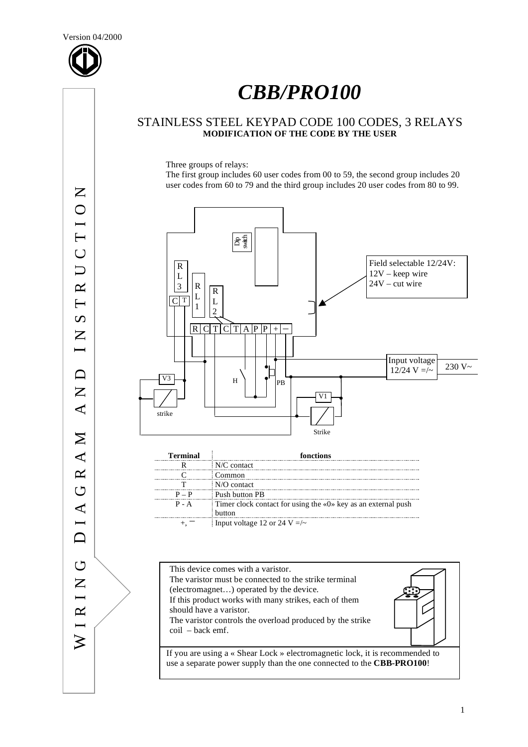Version 04/2000

# *CBB/PRO100*

## STAINLESS STEEL KEYPAD CODE 100 CODES, 3 RELAYS

**MODIFICATION OF THE CODE BY THE USER**

WIRING DIAGRAM AND INSTRUCTION

Three groups of relays:
The first group includes 60 user codes from 00 to 59, the second group includes 20 user codes from 60 to 79 and the third group includes 20 user codes from 80 to 99.

Field selectable 12/24V:
12V – keep wire
24V – cut wire

| Terminal | fonctions |
|---|---|
| R | N/C contact |
| C | Common |
| T | N/O contact |
| P – P | Push button PB |
| P - A | Timer clock contact for using the «0» key as an external push button |
| +, – | Input voltage 12 or 24 V =/~ |

This device comes with a varistor.
The varistor must be connected to the strike terminal (electromagnet…) operated by the device.
If this product works with many strikes, each of them should have a varistor.
The varistor controls the overload produced by the strike coil – back emf.

If you are using a « Shear Lock » electromagnetic lock, it is recommended to use a separate power supply than the one connected to the **CBB-PRO100**!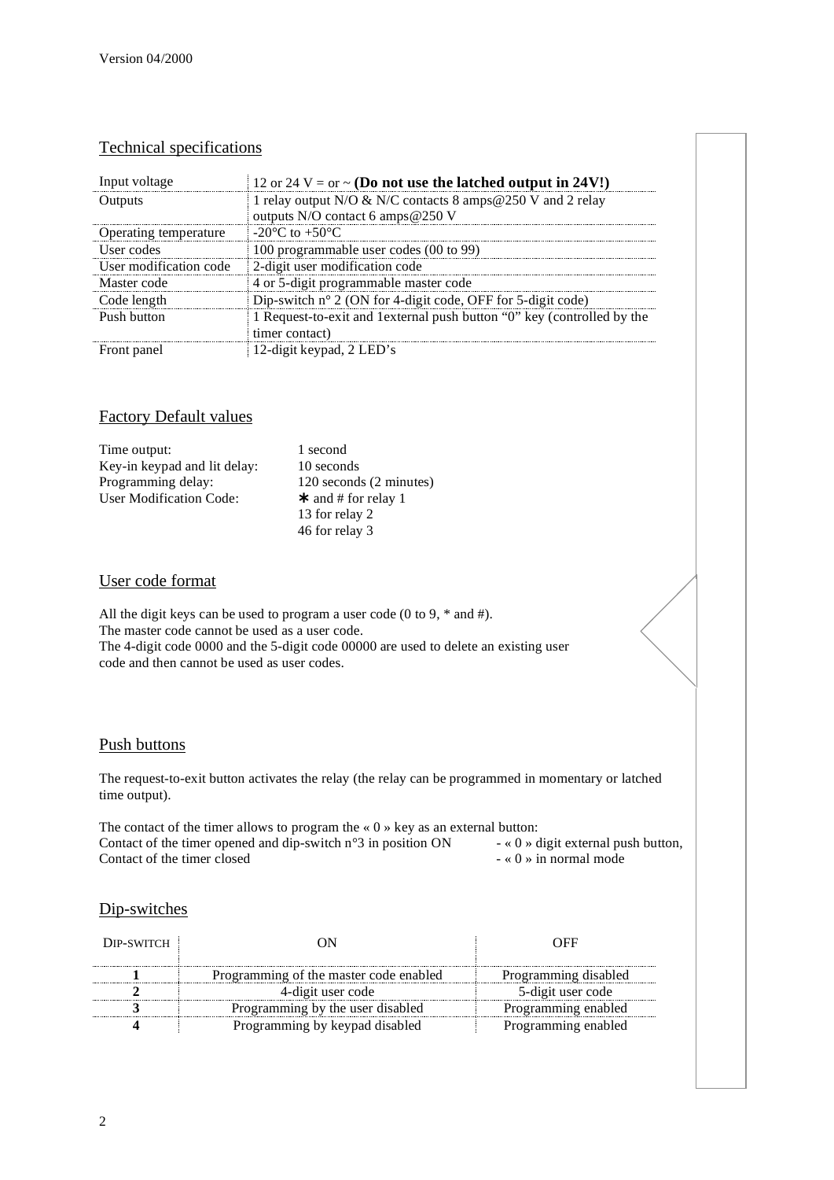Version 04/2000

## Technical specifications

| | |
|---|---|
| Input voltage | 12 or 24 V = or ~ **(Do not use the latched output in 24V!)** |
| Outputs | 1 relay output N/O & N/C contacts 8 amps@250 V and 2 relay outputs N/O contact 6 amps@250 V |
| Operating temperature | -20°C to +50°C |
| User codes | 100 programmable user codes (00 to 99) |
| User modification code | 2-digit user modification code |
| Master code | 4 or 5-digit programmable master code |
| Code length | Dip-switch n° 2 (ON for 4-digit code, OFF for 5-digit code) |
| Push button | 1 Request-to-exit and 1external push button "0" key (controlled by the timer contact) |
| Front panel | 12-digit keypad, 2 LED's |

## Factory Default values

| | |
|---|---|
| Time output: | 1 second |
| Key-in keypad and lit delay: | 10 seconds |
| Programming delay: | 120 seconds (2 minutes) |
| User Modification Code: | * and # for relay 1<br>13 for relay 2<br>46 for relay 3 |

## User code format

All the digit keys can be used to program a user code (0 to 9, * and #).
The master code cannot be used as a user code.
The 4-digit code 0000 and the 5-digit code 00000 are used to delete an existing user code and then cannot be used as user codes.

## Push buttons

The request-to-exit button activates the relay (the relay can be programmed in momentary or latched time output).

The contact of the timer allows to program the « 0 » key as an external button:
Contact of the timer opened and dip-switch n°3 in position ON - « 0 » digit external push button,
Contact of the timer closed - « 0 » in normal mode

## Dip-switches

| DIP-SWITCH | ON | OFF |
|---|---|---|
| **1** | Programming of the master code enabled | Programming disabled |
| **2** | 4-digit user code | 5-digit user code |
| **3** | Programming by the user disabled | Programming enabled |
| **4** | Programming by keypad disabled | Programming enabled |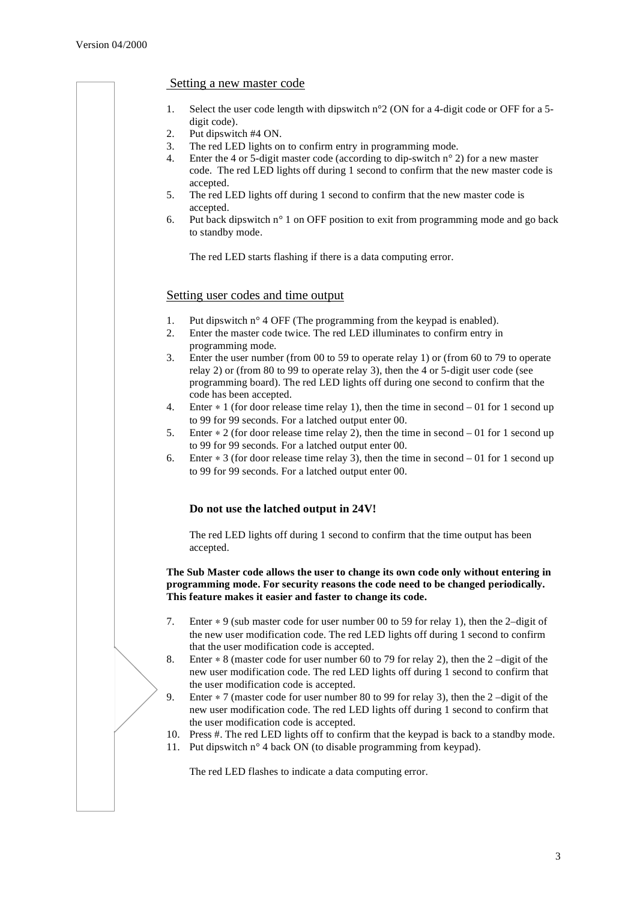## Setting a new master code

1. Select the user code length with dipswitch n°2 (ON for a 4-digit code or OFF for a 5-digit code).
2. Put dipswitch #4 ON.
3. The red LED lights on to confirm entry in programming mode.
4. Enter the 4 or 5-digit master code (according to dip-switch n° 2) for a new master code. The red LED lights off during 1 second to confirm that the new master code is accepted.
5. The red LED lights off during 1 second to confirm that the new master code is accepted.
6. Put back dipswitch n° 1 on OFF position to exit from programming mode and go back to standby mode.

The red LED starts flashing if there is a data computing error.

## Setting user codes and time output

1. Put dipswitch n° 4 OFF (The programming from the keypad is enabled).
2. Enter the master code twice. The red LED illuminates to confirm entry in programming mode.
3. Enter the user number (from 00 to 59 to operate relay 1) or (from 60 to 79 to operate relay 2) or (from 80 to 99 to operate relay 3), then the 4 or 5-digit user code (see programming board). The red LED lights off during one second to confirm that the code has been accepted.
4. Enter ∗ 1 (for door release time relay 1), then the time in second – 01 for 1 second up to 99 for 99 seconds. For a latched output enter 00.
5. Enter ∗ 2 (for door release time relay 2), then the time in second – 01 for 1 second up to 99 for 99 seconds. For a latched output enter 00.
6. Enter ∗ 3 (for door release time relay 3), then the time in second – 01 for 1 second up to 99 for 99 seconds. For a latched output enter 00.

**Do not use the latched output in 24V!**

The red LED lights off during 1 second to confirm that the time output has been accepted.

**The Sub Master code allows the user to change its own code only without entering in programming mode. For security reasons the code need to be changed periodically. This feature makes it easier and faster to change its code.**

7. Enter ∗ 9 (sub master code for user number 00 to 59 for relay 1), then the 2–digit of the new user modification code. The red LED lights off during 1 second to confirm that the user modification code is accepted.
8. Enter ∗ 8 (master code for user number 60 to 79 for relay 2), then the 2 –digit of the new user modification code. The red LED lights off during 1 second to confirm that the user modification code is accepted.
9. Enter ∗ 7 (master code for user number 80 to 99 for relay 3), then the 2 –digit of the new user modification code. The red LED lights off during 1 second to confirm that the user modification code is accepted.
10. Press #. The red LED lights off to confirm that the keypad is back to a standby mode.
11. Put dipswitch n° 4 back ON (to disable programming from keypad).

The red LED flashes to indicate a data computing error.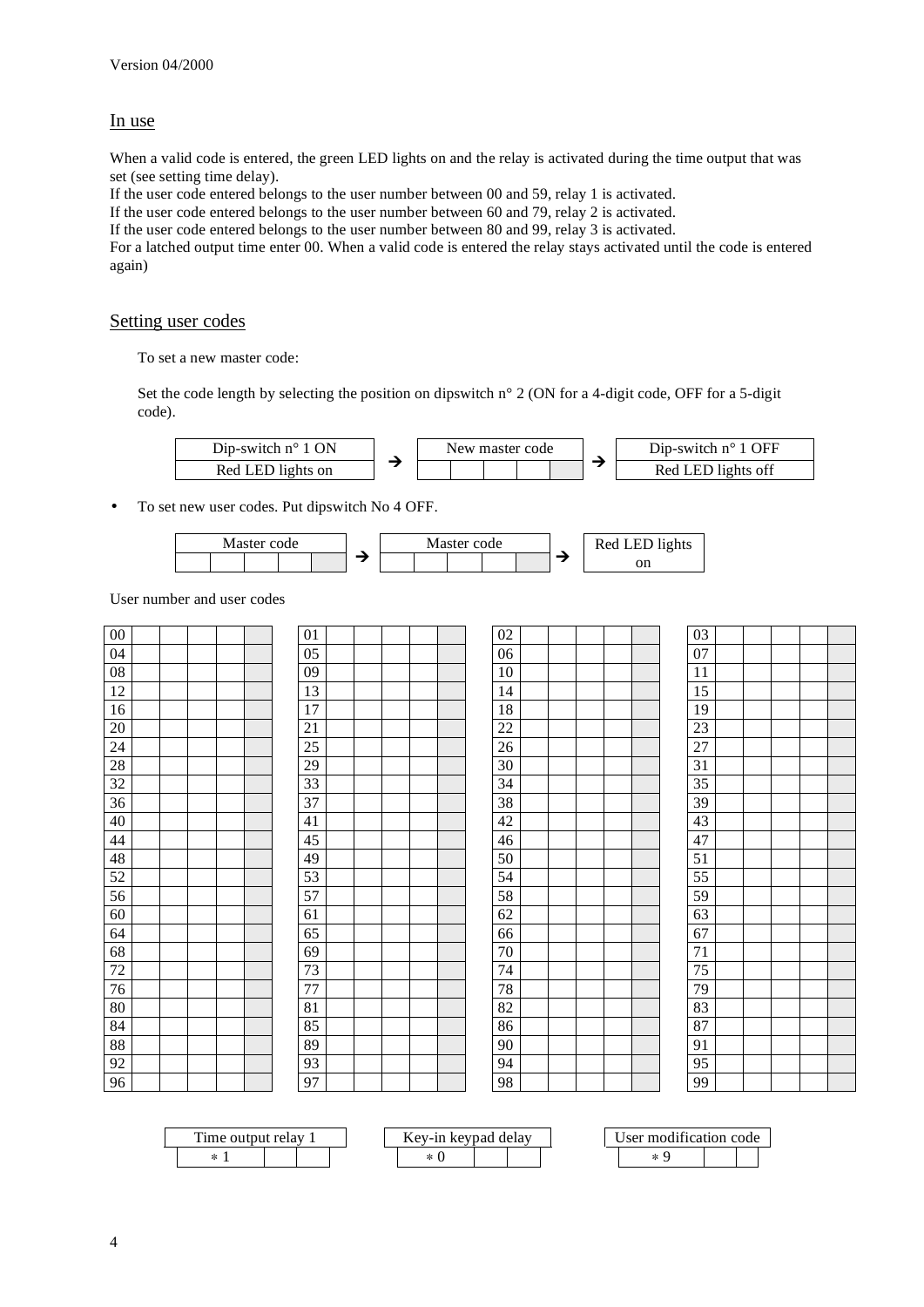Version 04/2000

## In use

When a valid code is entered, the green LED lights on and the relay is activated during the time output that was set (see setting time delay).
If the user code entered belongs to the user number between 00 and 59, relay 1 is activated.
If the user code entered belongs to the user number between 60 and 79, relay 2 is activated.
If the user code entered belongs to the user number between 80 and 99, relay 3 is activated.
For a latched output time enter 00. When a valid code is entered the relay stays activated until the code is entered again)

## Setting user codes

To set a new master code:

Set the code length by selecting the position on dipswitch n° 2 (ON for a 4-digit code, OFF for a 5-digit code).

| Dip-switch n° 1 ON | → | New master code | → | Dip-switch n° 1 OFF |
|---|---|---|---|---|
| Red LED lights on | | ☐☐☐☐☐ | | Red LED lights off |

- To set new user codes. Put dipswitch No 4 OFF.

| Master code | → | Master code | → | Red LED lights on |
|---|---|---|---|---|
| ☐☐☐☐☐ | | ☐☐☐☐☐ | | |

User number and user codes

| | | | | | | | | | | | | | | | | | | | | | | | |
|---|---|---|---|---|---|---|---|---|---|---|---|---|---|---|---|---|---|---|---|---|---|---|---|
| 00 | | | | | | 01 | | | | | | 02 | | | | | | 03 | | | | | |
| 04 | | | | | | 05 | | | | | | 06 | | | | | | 07 | | | | | |
| 08 | | | | | | 09 | | | | | | 10 | | | | | | 11 | | | | | |
| 12 | | | | | | 13 | | | | | | 14 | | | | | | 15 | | | | | |
| 16 | | | | | | 17 | | | | | | 18 | | | | | | 19 | | | | | |
| 20 | | | | | | 21 | | | | | | 22 | | | | | | 23 | | | | | |
| 24 | | | | | | 25 | | | | | | 26 | | | | | | 27 | | | | | |
| 28 | | | | | | 29 | | | | | | 30 | | | | | | 31 | | | | | |
| 32 | | | | | | 33 | | | | | | 34 | | | | | | 35 | | | | | |
| 36 | | | | | | 37 | | | | | | 38 | | | | | | 39 | | | | | |
| 40 | | | | | | 41 | | | | | | 42 | | | | | | 43 | | | | | |
| 44 | | | | | | 45 | | | | | | 46 | | | | | | 47 | | | | | |
| 48 | | | | | | 49 | | | | | | 50 | | | | | | 51 | | | | | |
| 52 | | | | | | 53 | | | | | | 54 | | | | | | 55 | | | | | |
| 56 | | | | | | 57 | | | | | | 58 | | | | | | 59 | | | | | |
| 60 | | | | | | 61 | | | | | | 62 | | | | | | 63 | | | | | |
| 64 | | | | | | 65 | | | | | | 66 | | | | | | 67 | | | | | |
| 68 | | | | | | 69 | | | | | | 70 | | | | | | 71 | | | | | |
| 72 | | | | | | 73 | | | | | | 74 | | | | | | 75 | | | | | |
| 76 | | | | | | 77 | | | | | | 78 | | | | | | 79 | | | | | |
| 80 | | | | | | 81 | | | | | | 82 | | | | | | 83 | | | | | |
| 84 | | | | | | 85 | | | | | | 86 | | | | | | 87 | | | | | |
| 88 | | | | | | 89 | | | | | | 90 | | | | | | 91 | | | | | |
| 92 | | | | | | 93 | | | | | | 94 | | | | | | 95 | | | | | |
| 96 | | | | | | 97 | | | | | | 98 | | | | | | 99 | | | | | |

| Time output relay 1 | | | Key-in keypad delay | | | User modification code | | |
|---|---|---|---|---|---|---|---|---|
| * 1 | | | * 0 | | | * 9 | | |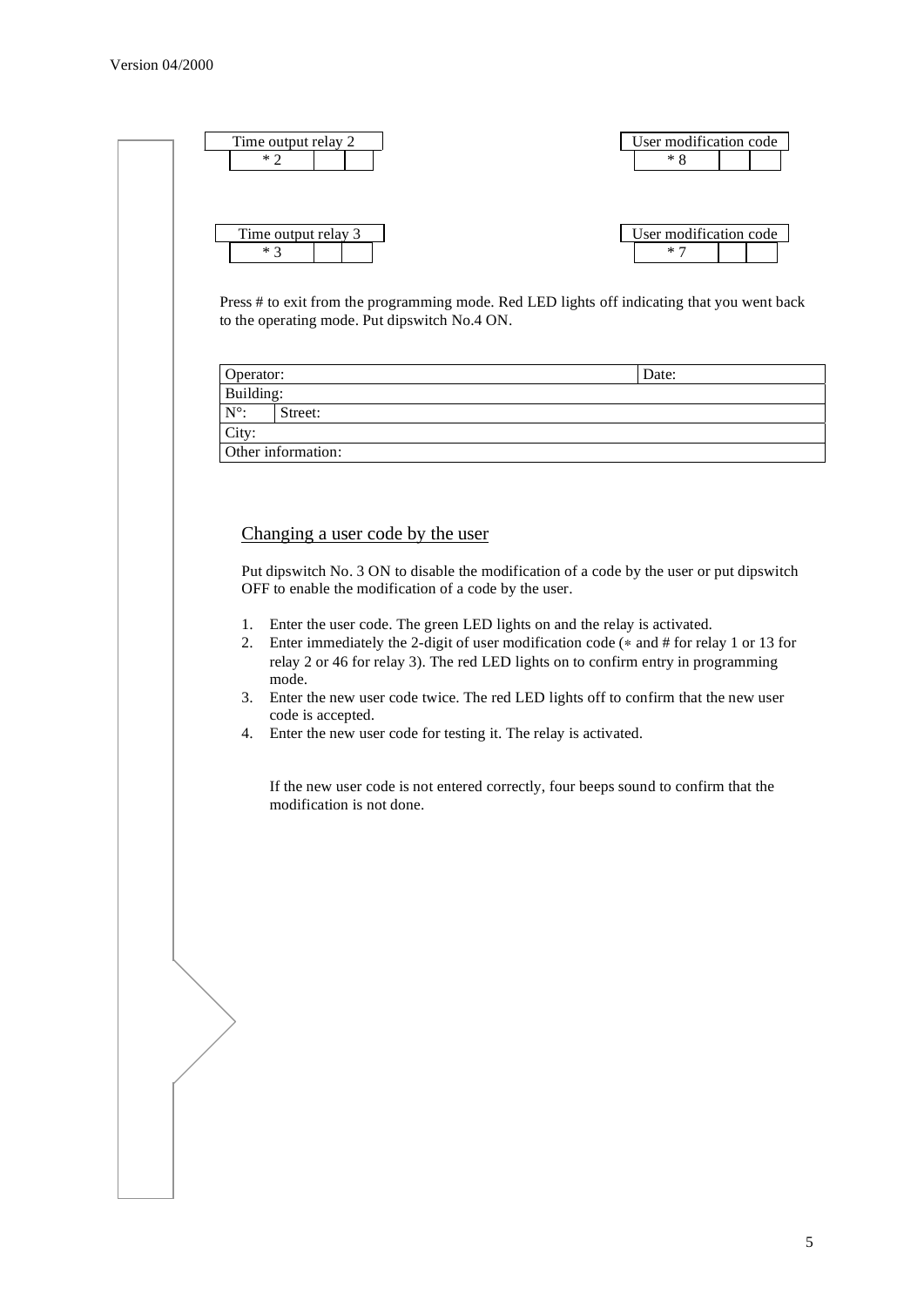| Time output relay 2 | | |
|---|---|---|
| * 2 | | |

| User modification code | | |
|---|---|---|
| * 8 | | |

| Time output relay 3 | | |
|---|---|---|
| * 3 | | |

| User modification code | | |
|---|---|---|
| * 7 | | |

Press # to exit from the programming mode. Red LED lights off indicating that you went back to the operating mode. Put dipswitch No.4 ON.

| | |
|---|---|
| Operator: | Date: |
| Building: | |
| N°: Street: | |
| City: | |
| Other information: | |

## Changing a user code by the user

Put dipswitch No. 3 ON to disable the modification of a code by the user or put dipswitch OFF to enable the modification of a code by the user.

1. Enter the user code. The green LED lights on and the relay is activated.
2. Enter immediately the 2-digit of user modification code (* and # for relay 1 or 13 for relay 2 or 46 for relay 3). The red LED lights on to confirm entry in programming mode.
3. Enter the new user code twice. The red LED lights off to confirm that the new user code is accepted.
4. Enter the new user code for testing it. The relay is activated.

If the new user code is not entered correctly, four beeps sound to confirm that the modification is not done.